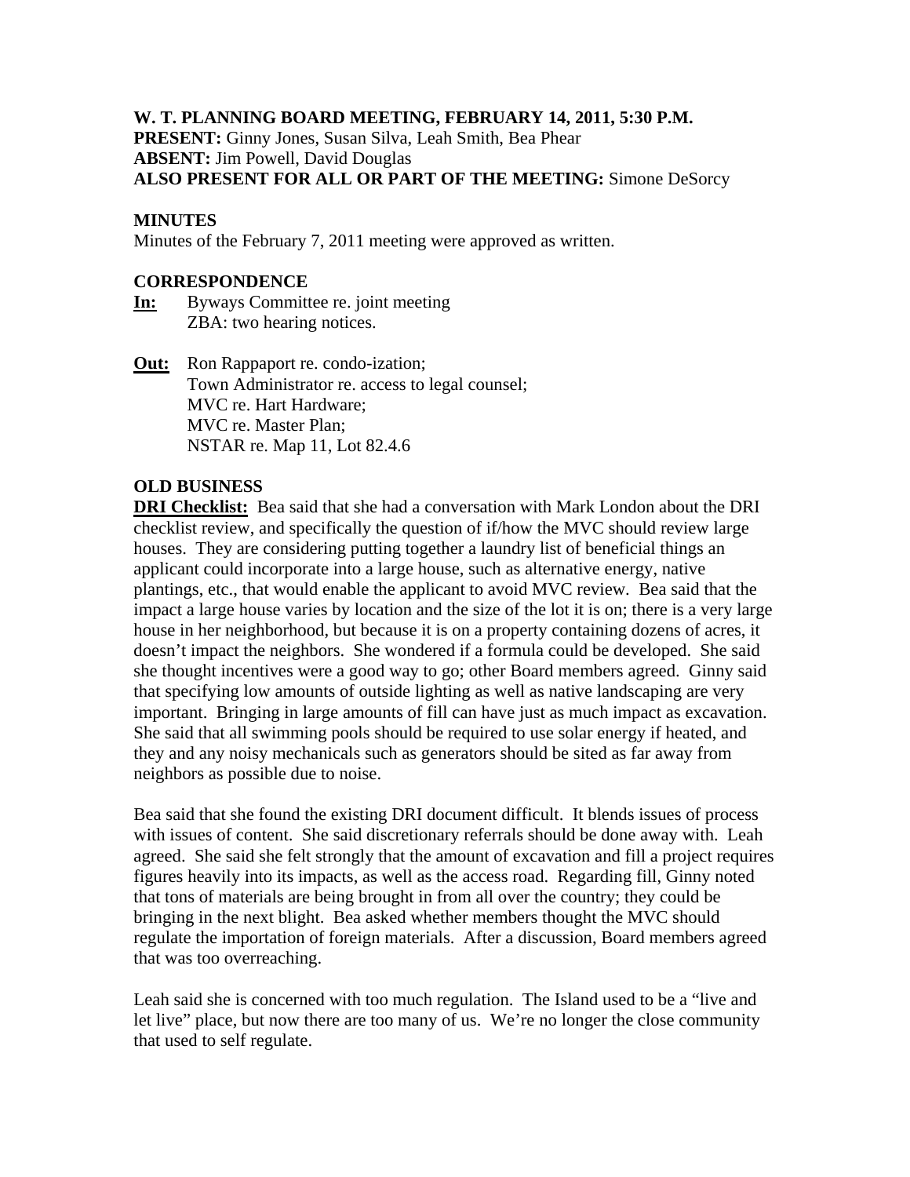**W. T. PLANNING BOARD MEETING, FEBRUARY 14, 2011, 5:30 P.M.**
**PRESENT:** Ginny Jones, Susan Silva, Leah Smith, Bea Phear
**ABSENT:** Jim Powell, David Douglas
**ALSO PRESENT FOR ALL OR PART OF THE MEETING:** Simone DeSorcy

**MINUTES**

Minutes of the February 7, 2011 meeting were approved as written.

**CORRESPONDENCE**

**In:** Byways Committee re. joint meeting
ZBA: two hearing notices.

**Out:** Ron Rappaport re. condo-ization;
Town Administrator re. access to legal counsel;
MVC re. Hart Hardware;
MVC re. Master Plan;
NSTAR re. Map 11, Lot 82.4.6

**OLD BUSINESS**

**DRI Checklist:** Bea said that she had a conversation with Mark London about the DRI checklist review, and specifically the question of if/how the MVC should review large houses. They are considering putting together a laundry list of beneficial things an applicant could incorporate into a large house, such as alternative energy, native plantings, etc., that would enable the applicant to avoid MVC review. Bea said that the impact a large house varies by location and the size of the lot it is on; there is a very large house in her neighborhood, but because it is on a property containing dozens of acres, it doesn't impact the neighbors. She wondered if a formula could be developed. She said she thought incentives were a good way to go; other Board members agreed. Ginny said that specifying low amounts of outside lighting as well as native landscaping are very important. Bringing in large amounts of fill can have just as much impact as excavation. She said that all swimming pools should be required to use solar energy if heated, and they and any noisy mechanicals such as generators should be sited as far away from neighbors as possible due to noise.

Bea said that she found the existing DRI document difficult. It blends issues of process with issues of content. She said discretionary referrals should be done away with. Leah agreed. She said she felt strongly that the amount of excavation and fill a project requires figures heavily into its impacts, as well as the access road. Regarding fill, Ginny noted that tons of materials are being brought in from all over the country; they could be bringing in the next blight. Bea asked whether members thought the MVC should regulate the importation of foreign materials. After a discussion, Board members agreed that was too overreaching.

Leah said she is concerned with too much regulation. The Island used to be a "live and let live" place, but now there are too many of us. We're no longer the close community that used to self regulate.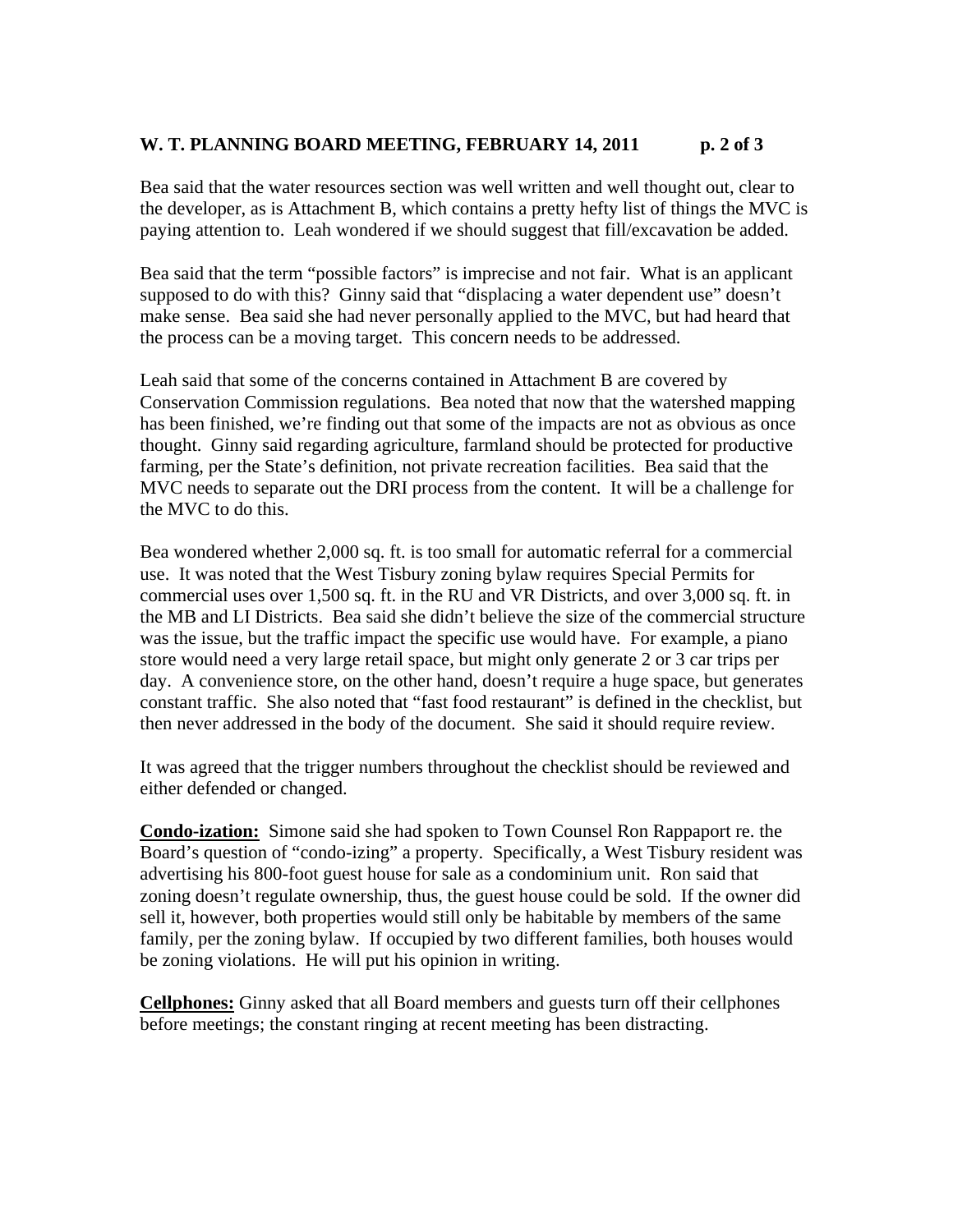Bea said that the water resources section was well written and well thought out, clear to the developer, as is Attachment B, which contains a pretty hefty list of things the MVC is paying attention to. Leah wondered if we should suggest that fill/excavation be added.

Bea said that the term "possible factors" is imprecise and not fair. What is an applicant supposed to do with this? Ginny said that "displacing a water dependent use" doesn't make sense. Bea said she had never personally applied to the MVC, but had heard that the process can be a moving target. This concern needs to be addressed.

Leah said that some of the concerns contained in Attachment B are covered by Conservation Commission regulations. Bea noted that now that the watershed mapping has been finished, we're finding out that some of the impacts are not as obvious as once thought. Ginny said regarding agriculture, farmland should be protected for productive farming, per the State's definition, not private recreation facilities. Bea said that the MVC needs to separate out the DRI process from the content. It will be a challenge for the MVC to do this.

Bea wondered whether 2,000 sq. ft. is too small for automatic referral for a commercial use. It was noted that the West Tisbury zoning bylaw requires Special Permits for commercial uses over 1,500 sq. ft. in the RU and VR Districts, and over 3,000 sq. ft. in the MB and LI Districts. Bea said she didn't believe the size of the commercial structure was the issue, but the traffic impact the specific use would have. For example, a piano store would need a very large retail space, but might only generate 2 or 3 car trips per day. A convenience store, on the other hand, doesn't require a huge space, but generates constant traffic. She also noted that "fast food restaurant" is defined in the checklist, but then never addressed in the body of the document. She said it should require review.

It was agreed that the trigger numbers throughout the checklist should be reviewed and either defended or changed.

**Condo-ization:** Simone said she had spoken to Town Counsel Ron Rappaport re. the Board's question of "condo-izing" a property. Specifically, a West Tisbury resident was advertising his 800-foot guest house for sale as a condominium unit. Ron said that zoning doesn't regulate ownership, thus, the guest house could be sold. If the owner did sell it, however, both properties would still only be habitable by members of the same family, per the zoning bylaw. If occupied by two different families, both houses would be zoning violations. He will put his opinion in writing.

**Cellphones:** Ginny asked that all Board members and guests turn off their cellphones before meetings; the constant ringing at recent meeting has been distracting.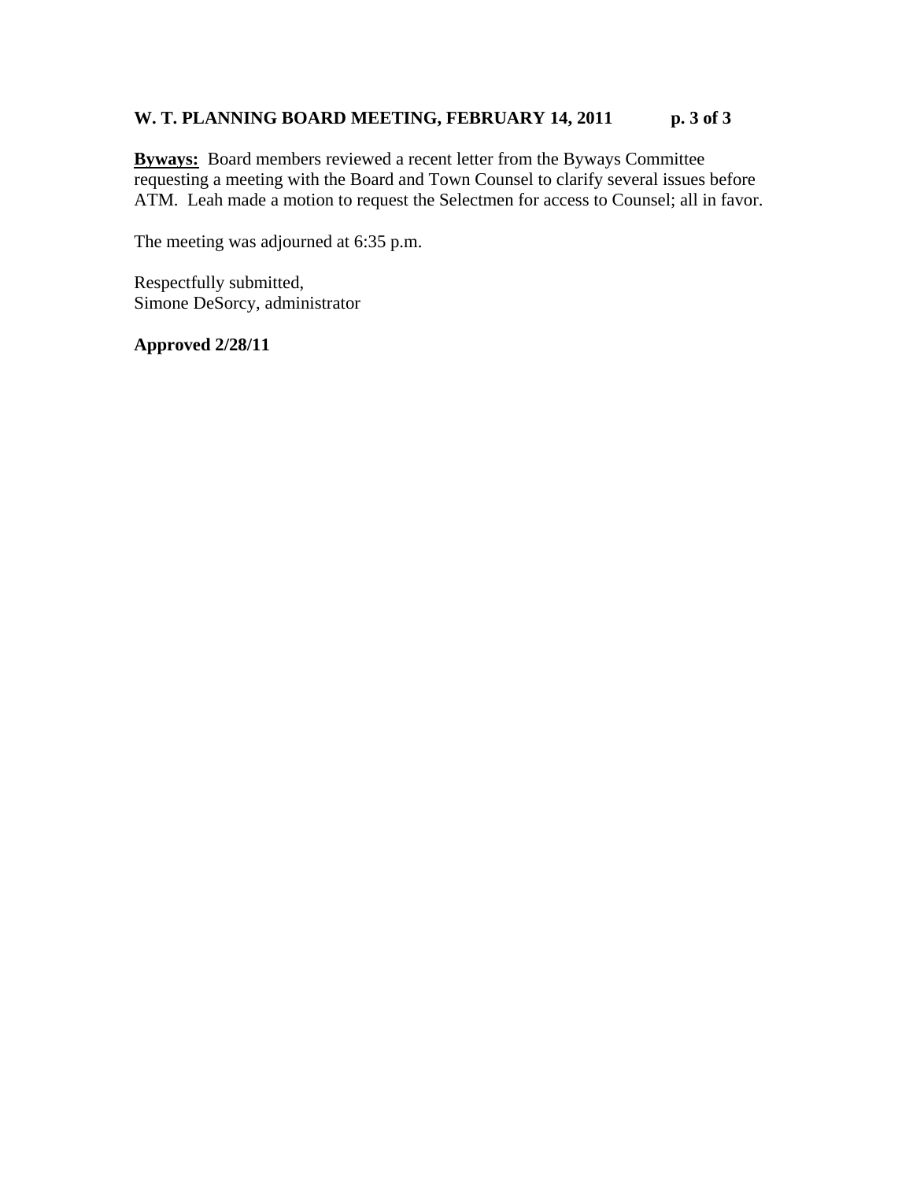**Byways:** Board members reviewed a recent letter from the Byways Committee requesting a meeting with the Board and Town Counsel to clarify several issues before ATM. Leah made a motion to request the Selectmen for access to Counsel; all in favor.

The meeting was adjourned at 6:35 p.m.

Respectfully submitted,
Simone DeSorcy, administrator

**Approved 2/28/11**